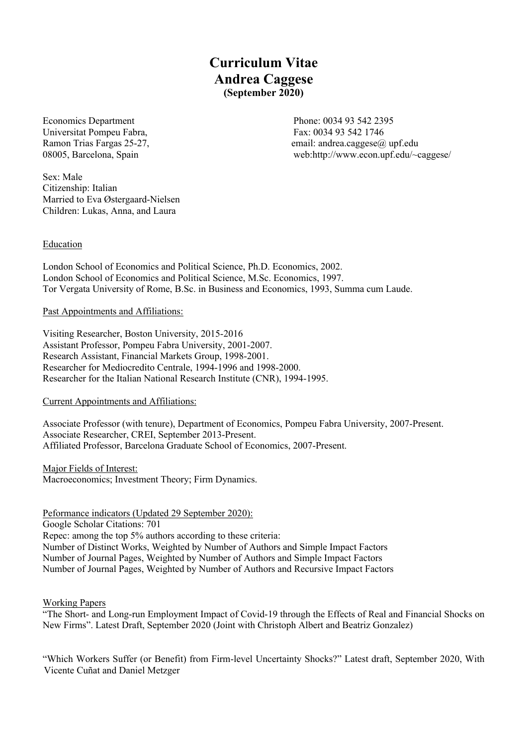# Curriculum Vitae
# Andrea Caggese
**(September 2020)**

Economics Department
Universitat Pompeu Fabra,
Ramon Trias Fargas 25-27,
08005, Barcelona, Spain

Phone: 0034 93 542 2395
Fax: 0034 93 542 1746
email: andrea.caggese@ upf.edu
web:http://www.econ.upf.edu/~caggese/

Sex: Male
Citizenship: Italian
Married to Eva Østergaard-Nielsen
Children: Lukas, Anna, and Laura

## Education

London School of Economics and Political Science, Ph.D. Economics, 2002.
London School of Economics and Political Science, M.Sc. Economics, 1997.
Tor Vergata University of Rome, B.Sc. in Business and Economics, 1993, Summa cum Laude.

## Past Appointments and Affiliations:

Visiting Researcher, Boston University, 2015-2016
Assistant Professor, Pompeu Fabra University, 2001-2007.
Research Assistant, Financial Markets Group, 1998-2001.
Researcher for Mediocredito Centrale, 1994-1996 and 1998-2000.
Researcher for the Italian National Research Institute (CNR), 1994-1995.

## Current Appointments and Affiliations:

Associate Professor (with tenure), Department of Economics, Pompeu Fabra University, 2007-Present.
Associate Researcher, CREI, September 2013-Present.
Affiliated Professor, Barcelona Graduate School of Economics, 2007-Present.

## Major Fields of Interest:

Macroeconomics; Investment Theory; Firm Dynamics.

## Peformance indicators (Updated 29 September 2020):

Google Scholar Citations: 701
Repec: among the top 5% authors according to these criteria:
Number of Distinct Works, Weighted by Number of Authors and Simple Impact Factors
Number of Journal Pages, Weighted by Number of Authors and Simple Impact Factors
Number of Journal Pages, Weighted by Number of Authors and Recursive Impact Factors

## Working Papers

"The Short- and Long-run Employment Impact of Covid-19 through the Effects of Real and Financial Shocks on New Firms". Latest Draft, September 2020 (Joint with Christoph Albert and Beatriz Gonzalez)

"Which Workers Suffer (or Benefit) from Firm-level Uncertainty Shocks?" Latest draft, September 2020, With Vicente Cuñat and Daniel Metzger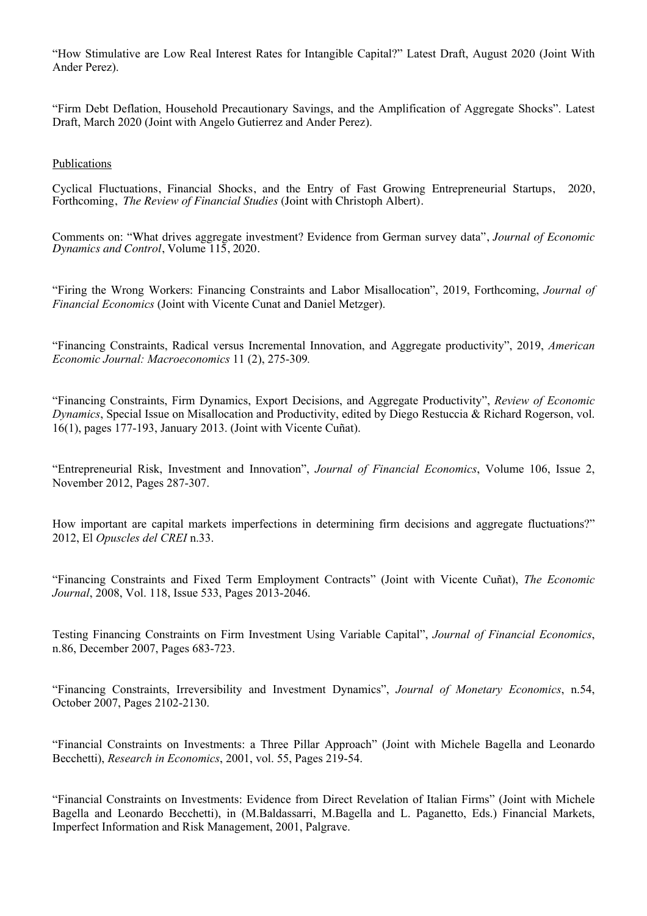“How Stimulative are Low Real Interest Rates for Intangible Capital?” Latest Draft, August 2020 (Joint With Ander Perez).

“Firm Debt Deflation, Household Precautionary Savings, and the Amplification of Aggregate Shocks”. Latest Draft, March 2020 (Joint with Angelo Gutierrez and Ander Perez).

## Publications

Cyclical Fluctuations, Financial Shocks, and the Entry of Fast Growing Entrepreneurial Startups, 2020, Forthcoming, *The Review of Financial Studies* (Joint with Christoph Albert).

Comments on: “What drives aggregate investment? Evidence from German survey data”, *Journal of Economic Dynamics and Control*, Volume 115, 2020.

“Firing the Wrong Workers: Financing Constraints and Labor Misallocation”, 2019, Forthcoming, *Journal of Financial Economics* (Joint with Vicente Cunat and Daniel Metzger).

“Financing Constraints, Radical versus Incremental Innovation, and Aggregate productivity”, 2019, *American Economic Journal: Macroeconomics* 11 (2), 275-309.

“Financing Constraints, Firm Dynamics, Export Decisions, and Aggregate Productivity”, *Review of Economic Dynamics*, Special Issue on Misallocation and Productivity, edited by Diego Restuccia & Richard Rogerson, vol. 16(1), pages 177-193, January 2013. (Joint with Vicente Cuñat).

“Entrepreneurial Risk, Investment and Innovation”, *Journal of Financial Economics*, Volume 106, Issue 2, November 2012, Pages 287-307.

How important are capital markets imperfections in determining firm decisions and aggregate fluctuations?” 2012, El *Opuscles del CREI* n.33.

“Financing Constraints and Fixed Term Employment Contracts” (Joint with Vicente Cuñat), *The Economic Journal*, 2008, Vol. 118, Issue 533, Pages 2013-2046.

Testing Financing Constraints on Firm Investment Using Variable Capital”, *Journal of Financial Economics*, n.86, December 2007, Pages 683-723.

“Financing Constraints, Irreversibility and Investment Dynamics”, *Journal of Monetary Economics*, n.54, October 2007, Pages 2102-2130.

“Financial Constraints on Investments: a Three Pillar Approach” (Joint with Michele Bagella and Leonardo Becchetti), *Research in Economics*, 2001, vol. 55, Pages 219-54.

“Financial Constraints on Investments: Evidence from Direct Revelation of Italian Firms” (Joint with Michele Bagella and Leonardo Becchetti), in (M.Baldassarri, M.Bagella and L. Paganetto, Eds.) Financial Markets, Imperfect Information and Risk Management, 2001, Palgrave.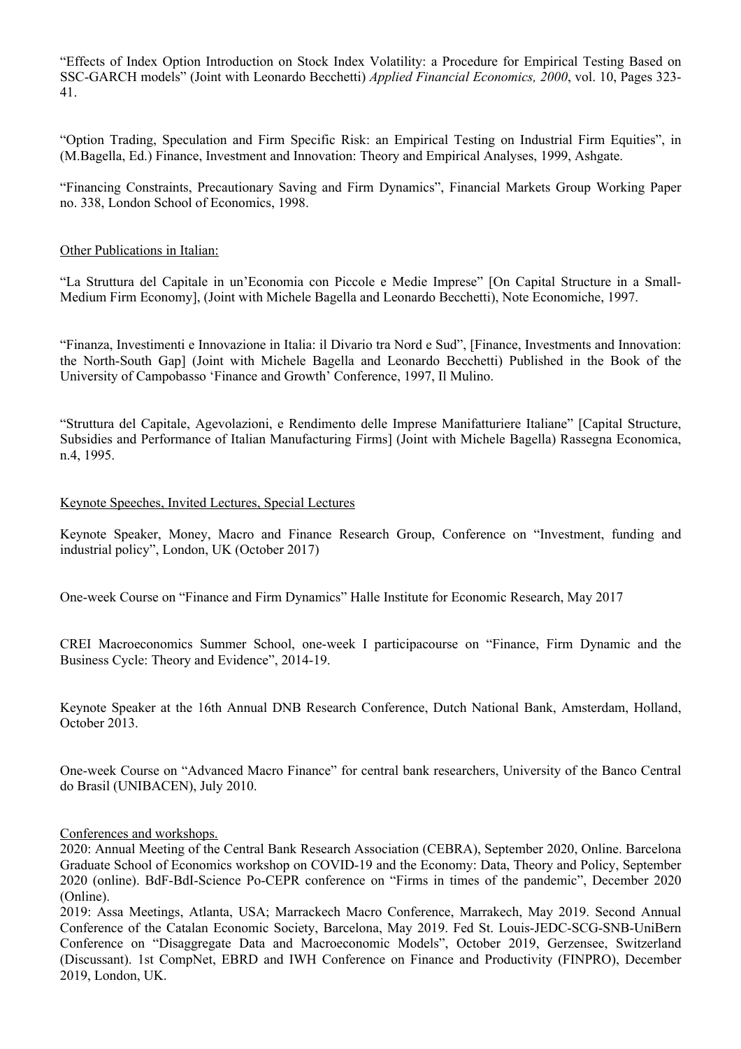"Effects of Index Option Introduction on Stock Index Volatility: a Procedure for Empirical Testing Based on SSC-GARCH models" (Joint with Leonardo Becchetti) *Applied Financial Economics, 2000*, vol. 10, Pages 323-41.

"Option Trading, Speculation and Firm Specific Risk: an Empirical Testing on Industrial Firm Equities", in (M.Bagella, Ed.) Finance, Investment and Innovation: Theory and Empirical Analyses, 1999, Ashgate.

"Financing Constraints, Precautionary Saving and Firm Dynamics", Financial Markets Group Working Paper no. 338, London School of Economics, 1998.

Other Publications in Italian:

"La Struttura del Capitale in un'Economia con Piccole e Medie Imprese" [On Capital Structure in a Small-Medium Firm Economy], (Joint with Michele Bagella and Leonardo Becchetti), Note Economiche, 1997.

"Finanza, Investimenti e Innovazione in Italia: il Divario tra Nord e Sud", [Finance, Investments and Innovation: the North-South Gap] (Joint with Michele Bagella and Leonardo Becchetti) Published in the Book of the University of Campobasso 'Finance and Growth' Conference, 1997, Il Mulino.

"Struttura del Capitale, Agevolazioni, e Rendimento delle Imprese Manifatturiere Italiane" [Capital Structure, Subsidies and Performance of Italian Manufacturing Firms] (Joint with Michele Bagella) Rassegna Economica, n.4, 1995.

Keynote Speeches, Invited Lectures, Special Lectures

Keynote Speaker, Money, Macro and Finance Research Group, Conference on "Investment, funding and industrial policy", London, UK (October 2017)

One-week Course on "Finance and Firm Dynamics" Halle Institute for Economic Research, May 2017

CREI Macroeconomics Summer School, one-week I participacourse on "Finance, Firm Dynamic and the Business Cycle: Theory and Evidence", 2014-19.

Keynote Speaker at the 16th Annual DNB Research Conference, Dutch National Bank, Amsterdam, Holland, October 2013.

One-week Course on "Advanced Macro Finance" for central bank researchers, University of the Banco Central do Brasil (UNIBACEN), July 2010.

Conferences and workshops.

2020: Annual Meeting of the Central Bank Research Association (CEBRA), September 2020, Online. Barcelona Graduate School of Economics workshop on COVID-19 and the Economy: Data, Theory and Policy, September 2020 (online). BdF-BdI-Science Po-CEPR conference on "Firms in times of the pandemic", December 2020 (Online).

2019: Assa Meetings, Atlanta, USA; Marrackech Macro Conference, Marrakech, May 2019. Second Annual Conference of the Catalan Economic Society, Barcelona, May 2019. Fed St. Louis-JEDC-SCG-SNB-UniBern Conference on "Disaggregate Data and Macroeconomic Models", October 2019, Gerzensee, Switzerland (Discussant). 1st CompNet, EBRD and IWH Conference on Finance and Productivity (FINPRO), December 2019, London, UK.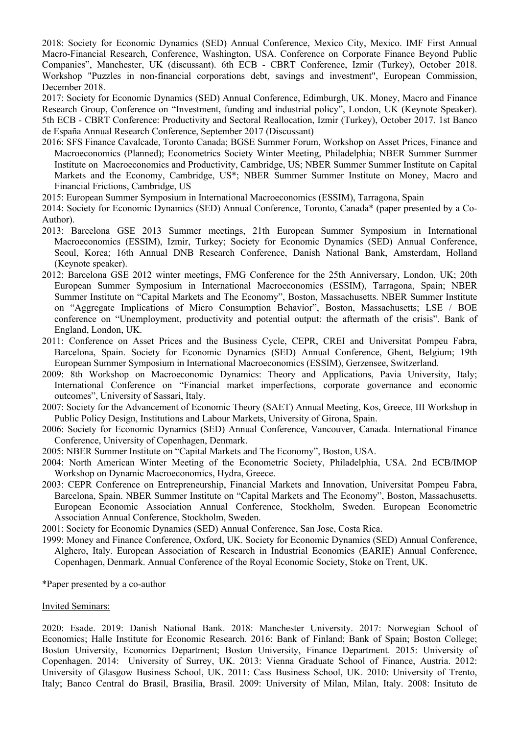2018: Society for Economic Dynamics (SED) Annual Conference, Mexico City, Mexico. IMF First Annual Macro-Financial Research, Conference, Washington, USA. Conference on Corporate Finance Beyond Public Companies", Manchester, UK (discussant). 6th ECB - CBRT Conference, Izmir (Turkey), October 2018. Workshop "Puzzles in non-financial corporations debt, savings and investment", European Commission, December 2018.

2017: Society for Economic Dynamics (SED) Annual Conference, Edimburgh, UK. Money, Macro and Finance Research Group, Conference on "Investment, funding and industrial policy", London, UK (Keynote Speaker). 5th ECB - CBRT Conference: Productivity and Sectoral Reallocation, Izmir (Turkey), October 2017. 1st Banco de España Annual Research Conference, September 2017 (Discussant)

2016: SFS Finance Cavalcade, Toronto Canada; BGSE Summer Forum, Workshop on Asset Prices, Finance and Macroeconomics (Planned); Econometrics Society Winter Meeting, Philadelphia; NBER Summer Summer Institute on Macroeconomics and Productivity, Cambridge, US; NBER Summer Summer Institute on Capital Markets and the Economy, Cambridge, US*; NBER Summer Summer Institute on Money, Macro and Financial Frictions, Cambridge, US

2015: European Summer Symposium in International Macroeconomics (ESSIM), Tarragona, Spain

2014: Society for Economic Dynamics (SED) Annual Conference, Toronto, Canada* (paper presented by a Co-Author).

2013: Barcelona GSE 2013 Summer meetings, 21th European Summer Symposium in International Macroeconomics (ESSIM), Izmir, Turkey; Society for Economic Dynamics (SED) Annual Conference, Seoul, Korea; 16th Annual DNB Research Conference, Danish National Bank, Amsterdam, Holland (Keynote speaker).

2012: Barcelona GSE 2012 winter meetings, FMG Conference for the 25th Anniversary, London, UK; 20th European Summer Symposium in International Macroeconomics (ESSIM), Tarragona, Spain; NBER Summer Institute on "Capital Markets and The Economy", Boston, Massachusetts. NBER Summer Institute on "Aggregate Implications of Micro Consumption Behavior", Boston, Massachusetts; LSE / BOE conference on "Unemployment, productivity and potential output: the aftermath of the crisis". Bank of England, London, UK.

2011: Conference on Asset Prices and the Business Cycle, CEPR, CREI and Universitat Pompeu Fabra, Barcelona, Spain. Society for Economic Dynamics (SED) Annual Conference, Ghent, Belgium; 19th European Summer Symposium in International Macroeconomics (ESSIM), Gerzensee, Switzerland.

2009: 8th Workshop on Macroeconomic Dynamics: Theory and Applications, Pavia University, Italy; International Conference on "Financial market imperfections, corporate governance and economic outcomes", University of Sassari, Italy.

2007: Society for the Advancement of Economic Theory (SAET) Annual Meeting, Kos, Greece, III Workshop in Public Policy Design, Institutions and Labour Markets, University of Girona, Spain.

2006: Society for Economic Dynamics (SED) Annual Conference, Vancouver, Canada. International Finance Conference, University of Copenhagen, Denmark.

2005: NBER Summer Institute on "Capital Markets and The Economy", Boston, USA.

2004: North American Winter Meeting of the Econometric Society, Philadelphia, USA. 2nd ECB/IMOP Workshop on Dynamic Macroeconomics, Hydra, Greece.

2003: CEPR Conference on Entrepreneurship, Financial Markets and Innovation, Universitat Pompeu Fabra, Barcelona, Spain. NBER Summer Institute on "Capital Markets and The Economy", Boston, Massachusetts. European Economic Association Annual Conference, Stockholm, Sweden. European Econometric Association Annual Conference, Stockholm, Sweden.

2001: Society for Economic Dynamics (SED) Annual Conference, San Jose, Costa Rica.

1999: Money and Finance Conference, Oxford, UK. Society for Economic Dynamics (SED) Annual Conference, Alghero, Italy. European Association of Research in Industrial Economics (EARIE) Annual Conference, Copenhagen, Denmark. Annual Conference of the Royal Economic Society, Stoke on Trent, UK.

*Paper presented by a co-author

Invited Seminars:

2020: Esade. 2019: Danish National Bank. 2018: Manchester University. 2017: Norwegian School of Economics; Halle Institute for Economic Research. 2016: Bank of Finland; Bank of Spain; Boston College; Boston University, Economics Department; Boston University, Finance Department. 2015: University of Copenhagen. 2014: University of Surrey, UK. 2013: Vienna Graduate School of Finance, Austria. 2012: University of Glasgow Business School, UK. 2011: Cass Business School, UK. 2010: University of Trento, Italy; Banco Central do Brasil, Brasilia, Brasil. 2009: University of Milan, Milan, Italy. 2008: Insituto de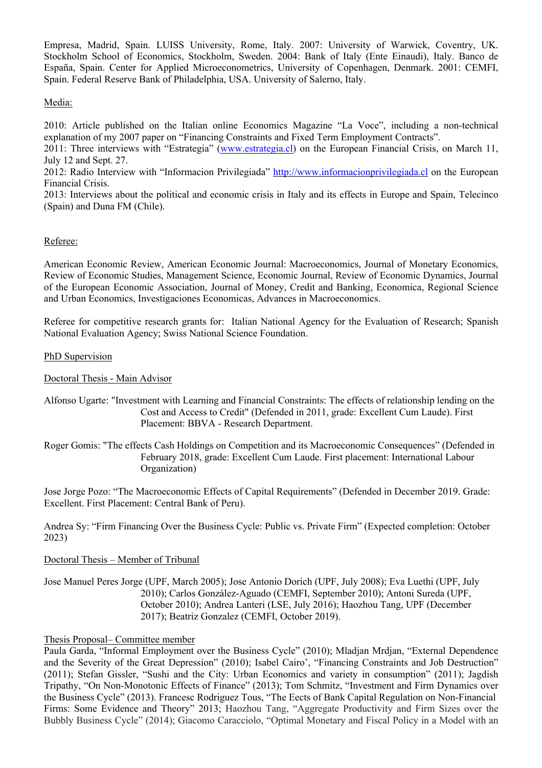Empresa, Madrid, Spain. LUISS University, Rome, Italy. 2007: University of Warwick, Coventry, UK. Stockholm School of Economics, Stockholm, Sweden. 2004: Bank of Italy (Ente Einaudi), Italy. Banco de España, Spain. Center for Applied Microeconometrics, University of Copenhagen, Denmark. 2001: CEMFI, Spain. Federal Reserve Bank of Philadelphia, USA. University of Salerno, Italy.

Media:

2010: Article published on the Italian online Economics Magazine "La Voce", including a non-technical explanation of my 2007 paper on "Financing Constraints and Fixed Term Employment Contracts".
2011: Three interviews with "Estrategia" (www.estrategia.cl) on the European Financial Crisis, on March 11, July 12 and Sept. 27.
2012: Radio Interview with "Informacion Privilegiada" http://www.informacionprivilegiada.cl on the European Financial Crisis.
2013: Interviews about the political and economic crisis in Italy and its effects in Europe and Spain, Telecinco (Spain) and Duna FM (Chile).

Referee:

American Economic Review, American Economic Journal: Macroeconomics, Journal of Monetary Economics, Review of Economic Studies, Management Science, Economic Journal, Review of Economic Dynamics, Journal of the European Economic Association, Journal of Money, Credit and Banking, Economica, Regional Science and Urban Economics, Investigaciones Economicas, Advances in Macroeconomics.

Referee for competitive research grants for: Italian National Agency for the Evaluation of Research; Spanish National Evaluation Agency; Swiss National Science Foundation.

PhD Supervision

Doctoral Thesis - Main Advisor

Alfonso Ugarte: "Investment with Learning and Financial Constraints: The effects of relationship lending on the Cost and Access to Credit" (Defended in 2011, grade: Excellent Cum Laude). First Placement: BBVA - Research Department.

Roger Gomis: "The effects Cash Holdings on Competition and its Macroeconomic Consequences" (Defended in February 2018, grade: Excellent Cum Laude. First placement: International Labour Organization)

Jose Jorge Pozo: "The Macroeconomic Effects of Capital Requirements" (Defended in December 2019. Grade: Excellent. First Placement: Central Bank of Peru).

Andrea Sy: "Firm Financing Over the Business Cycle: Public vs. Private Firm" (Expected completion: October 2023)

Doctoral Thesis – Member of Tribunal

Jose Manuel Peres Jorge (UPF, March 2005); Jose Antonio Dorich (UPF, July 2008); Eva Luethi (UPF, July 2010); Carlos González-Aguado (CEMFI, September 2010); Antoni Sureda (UPF, October 2010); Andrea Lanteri (LSE, July 2016); Haozhou Tang, UPF (December 2017); Beatriz Gonzalez (CEMFI, October 2019).

Thesis Proposal– Committee member

Paula Garda, "Informal Employment over the Business Cycle" (2010); Mladjan Mrdjan, "External Dependence and the Severity of the Great Depression" (2010); Isabel Cairo', "Financing Constraints and Job Destruction" (2011); Stefan Gissler, "Sushi and the City: Urban Economics and variety in consumption" (2011); Jagdish Tripathy, "On Non-Monotonic Effects of Finance" (2013); Tom Schmitz, "Investment and Firm Dynamics over the Business Cycle" (2013). Francesc Rodriguez Tous, "The Eects of Bank Capital Regulation on Non-Financial Firms: Some Evidence and Theory" 2013; Haozhou Tang, "Aggregate Productivity and Firm Sizes over the Bubbly Business Cycle" (2014); Giacomo Caracciolo, "Optimal Monetary and Fiscal Policy in a Model with an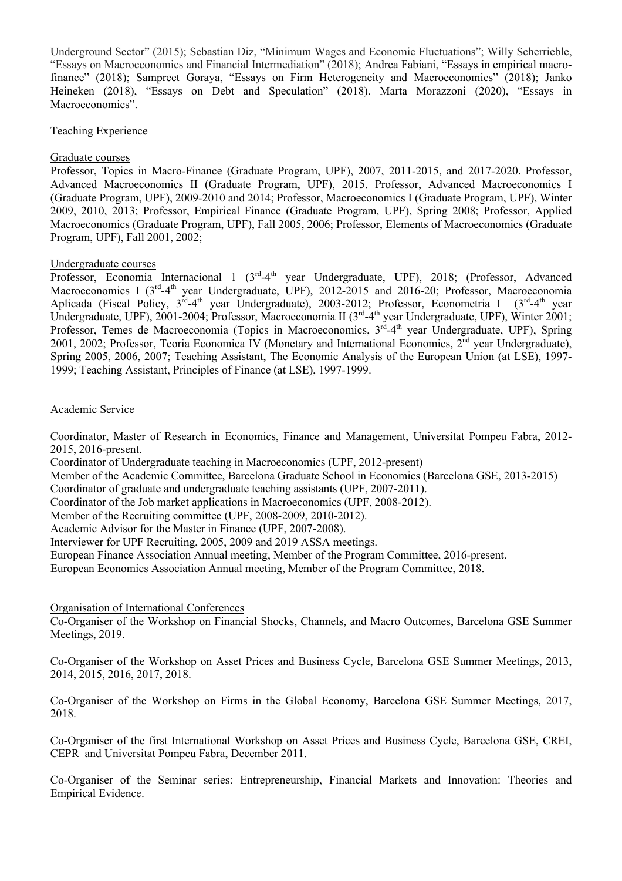Underground Sector" (2015); Sebastian Diz, "Minimum Wages and Economic Fluctuations"; Willy Scherrieble, "Essays on Macroeconomics and Financial Intermediation" (2018); Andrea Fabiani, "Essays in empirical macro-finance" (2018); Sampreet Goraya, "Essays on Firm Heterogeneity and Macroeconomics" (2018); Janko Heineken (2018), "Essays on Debt and Speculation" (2018). Marta Morazzoni (2020), "Essays in Macroeconomics".

## Teaching Experience

### Graduate courses

Professor, Topics in Macro-Finance (Graduate Program, UPF), 2007, 2011-2015, and 2017-2020. Professor, Advanced Macroeconomics II (Graduate Program, UPF), 2015. Professor, Advanced Macroeconomics I (Graduate Program, UPF), 2009-2010 and 2014; Professor, Macroeconomics I (Graduate Program, UPF), Winter 2009, 2010, 2013; Professor, Empirical Finance (Graduate Program, UPF), Spring 2008; Professor, Applied Macroeconomics (Graduate Program, UPF), Fall 2005, 2006; Professor, Elements of Macroeconomics (Graduate Program, UPF), Fall 2001, 2002;

### Undergraduate courses

Professor, Economia Internacional 1 (3rd-4th year Undergraduate, UPF), 2018; (Professor, Advanced Macroeconomics I (3rd-4th year Undergraduate, UPF), 2012-2015 and 2016-20; Professor, Macroeconomia Aplicada (Fiscal Policy, 3rd-4th year Undergraduate), 2003-2012; Professor, Econometria I (3rd-4th year Undergraduate, UPF), 2001-2004; Professor, Macroeconomia II (3rd-4th year Undergraduate, UPF), Winter 2001; Professor, Temes de Macroeconomia (Topics in Macroeconomics, 3rd-4th year Undergraduate, UPF), Spring 2001, 2002; Professor, Teoria Economica IV (Monetary and International Economics, 2nd year Undergraduate), Spring 2005, 2006, 2007; Teaching Assistant, The Economic Analysis of the European Union (at LSE), 1997-1999; Teaching Assistant, Principles of Finance (at LSE), 1997-1999.

## Academic Service

Coordinator, Master of Research in Economics, Finance and Management, Universitat Pompeu Fabra, 2012-2015, 2016-present.
Coordinator of Undergraduate teaching in Macroeconomics (UPF, 2012-present)
Member of the Academic Committee, Barcelona Graduate School in Economics (Barcelona GSE, 2013-2015)
Coordinator of graduate and undergraduate teaching assistants (UPF, 2007-2011).
Coordinator of the Job market applications in Macroeconomics (UPF, 2008-2012).
Member of the Recruiting committee (UPF, 2008-2009, 2010-2012).
Academic Advisor for the Master in Finance (UPF, 2007-2008).
Interviewer for UPF Recruiting, 2005, 2009 and 2019 ASSA meetings.
European Finance Association Annual meeting, Member of the Program Committee, 2016-present.
European Economics Association Annual meeting, Member of the Program Committee, 2018.

## Organisation of International Conferences

Co-Organiser of the Workshop on Financial Shocks, Channels, and Macro Outcomes, Barcelona GSE Summer Meetings, 2019.

Co-Organiser of the Workshop on Asset Prices and Business Cycle, Barcelona GSE Summer Meetings, 2013, 2014, 2015, 2016, 2017, 2018.

Co-Organiser of the Workshop on Firms in the Global Economy, Barcelona GSE Summer Meetings, 2017, 2018.

Co-Organiser of the first International Workshop on Asset Prices and Business Cycle, Barcelona GSE, CREI, CEPR and Universitat Pompeu Fabra, December 2011.

Co-Organiser of the Seminar series: Entrepreneurship, Financial Markets and Innovation: Theories and Empirical Evidence.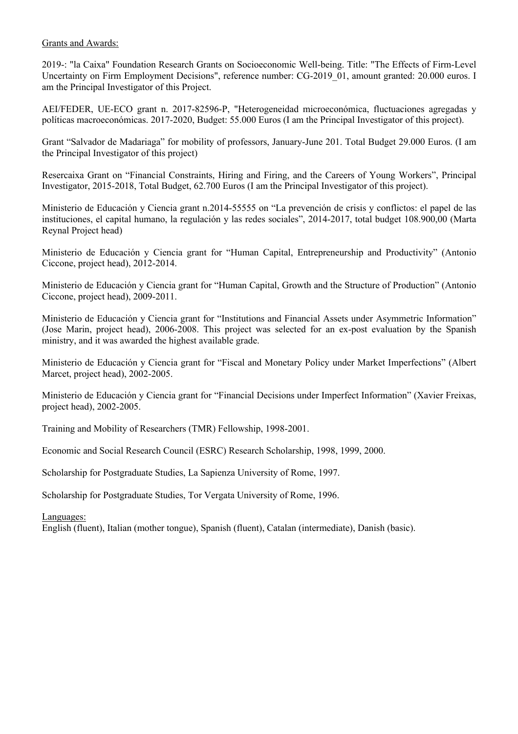Grants and Awards:

2019-: "la Caixa" Foundation Research Grants on Socioeconomic Well-being. Title: "The Effects of Firm-Level Uncertainty on Firm Employment Decisions", reference number: CG-2019_01, amount granted: 20.000 euros. I am the Principal Investigator of this Project.

AEI/FEDER, UE-ECO grant n. 2017-82596-P, "Heterogeneidad microeconómica, fluctuaciones agregadas y políticas macroeconómicas. 2017-2020, Budget: 55.000 Euros (I am the Principal Investigator of this project).

Grant "Salvador de Madariaga" for mobility of professors, January-June 201. Total Budget 29.000 Euros. (I am the Principal Investigator of this project)

Resercaixa Grant on "Financial Constraints, Hiring and Firing, and the Careers of Young Workers", Principal Investigator, 2015-2018, Total Budget, 62.700 Euros (I am the Principal Investigator of this project).

Ministerio de Educación y Ciencia grant n.2014-55555 on "La prevención de crisis y conflictos: el papel de las instituciones, el capital humano, la regulación y las redes sociales", 2014-2017, total budget 108.900,00 (Marta Reynal Project head)

Ministerio de Educación y Ciencia grant for "Human Capital, Entrepreneurship and Productivity" (Antonio Ciccone, project head), 2012-2014.

Ministerio de Educación y Ciencia grant for "Human Capital, Growth and the Structure of Production" (Antonio Ciccone, project head), 2009-2011.

Ministerio de Educación y Ciencia grant for "Institutions and Financial Assets under Asymmetric Information" (Jose Marin, project head), 2006-2008. This project was selected for an ex-post evaluation by the Spanish ministry, and it was awarded the highest available grade.

Ministerio de Educación y Ciencia grant for "Fiscal and Monetary Policy under Market Imperfections" (Albert Marcet, project head), 2002-2005.

Ministerio de Educación y Ciencia grant for "Financial Decisions under Imperfect Information" (Xavier Freixas, project head), 2002-2005.

Training and Mobility of Researchers (TMR) Fellowship, 1998-2001.

Economic and Social Research Council (ESRC) Research Scholarship, 1998, 1999, 2000.

Scholarship for Postgraduate Studies, La Sapienza University of Rome, 1997.

Scholarship for Postgraduate Studies, Tor Vergata University of Rome, 1996.

Languages:
English (fluent), Italian (mother tongue), Spanish (fluent), Catalan (intermediate), Danish (basic).